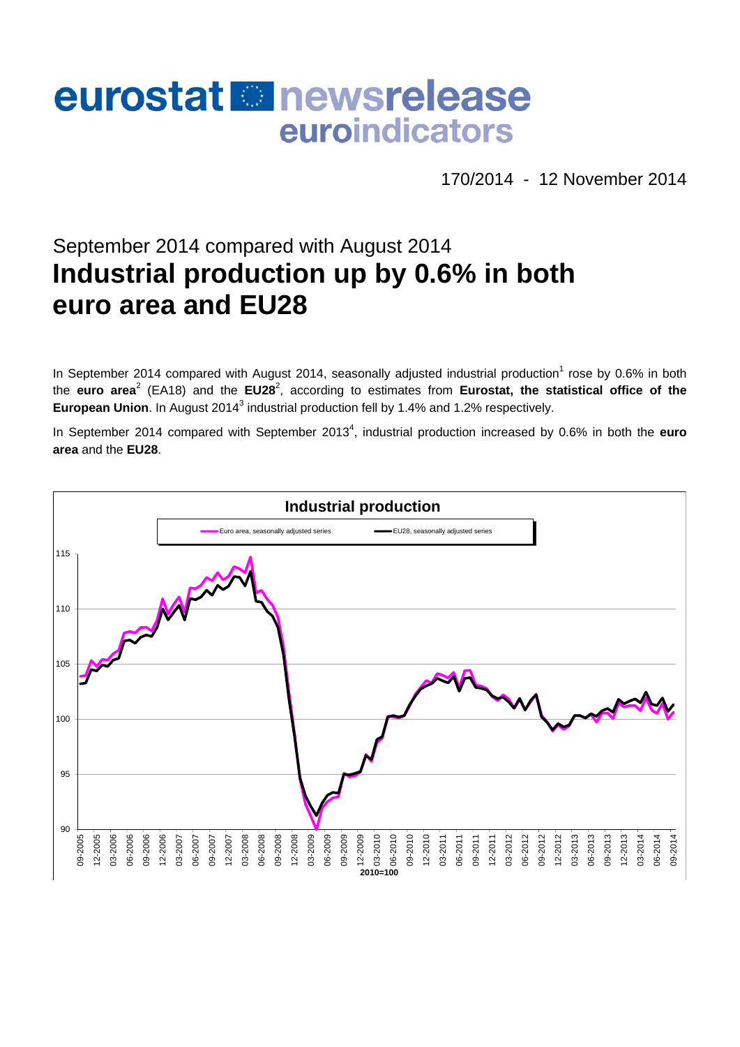# eurostat newsrelease euroindicators

170/2014 - 12 November 2014

## September 2014 compared with August 2014

# Industrial production up by 0.6% in both euro area and EU28

In September 2014 compared with August 2014, seasonally adjusted industrial production[1] rose by 0.6% in both the **euro area**[2] (EA18) and the **EU28**[2], according to estimates from **Eurostat, the statistical office of the European Union**. In August 2014[3] industrial production fell by 1.4% and 1.2% respectively.

In September 2014 compared with September 2013[4], industrial production increased by 0.6% in both the **euro area** and the **EU28**.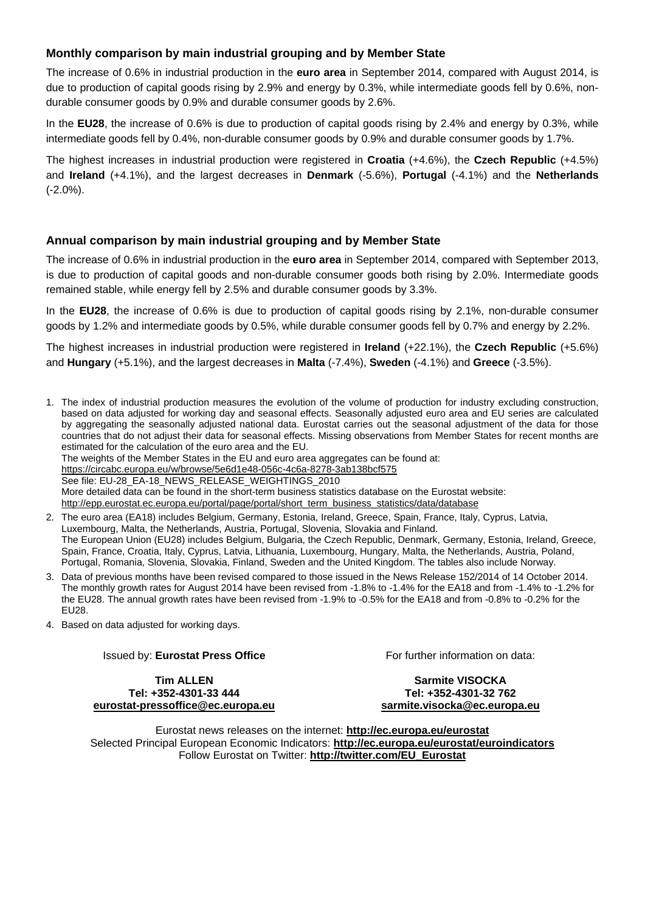## Monthly comparison by main industrial grouping and by Member State

The increase of 0.6% in industrial production in the **euro area** in September 2014, compared with August 2014, is due to production of capital goods rising by 2.9% and energy by 0.3%, while intermediate goods fell by 0.6%, non-durable consumer goods by 0.9% and durable consumer goods by 2.6%.

In the **EU28**, the increase of 0.6% is due to production of capital goods rising by 2.4% and energy by 0.3%, while intermediate goods fell by 0.4%, non-durable consumer goods by 0.9% and durable consumer goods by 1.7%.

The highest increases in industrial production were registered in **Croatia** (+4.6%), the **Czech Republic** (+4.5%) and **Ireland** (+4.1%), and the largest decreases in **Denmark** (-5.6%), **Portugal** (-4.1%) and the **Netherlands** (-2.0%).

## Annual comparison by main industrial grouping and by Member State

The increase of 0.6% in industrial production in the **euro area** in September 2014, compared with September 2013, is due to production of capital goods and non-durable consumer goods both rising by 2.0%. Intermediate goods remained stable, while energy fell by 2.5% and durable consumer goods by 3.3%.

In the **EU28**, the increase of 0.6% is due to production of capital goods rising by 2.1%, non-durable consumer goods by 1.2% and intermediate goods by 0.5%, while durable consumer goods fell by 0.7% and energy by 2.2%.

The highest increases in industrial production were registered in **Ireland** (+22.1%), the **Czech Republic** (+5.6%) and **Hungary** (+5.1%), and the largest decreases in **Malta** (-7.4%), **Sweden** (-4.1%) and **Greece** (-3.5%).

1. The index of industrial production measures the evolution of the volume of production for industry excluding construction, based on data adjusted for working day and seasonal effects. Seasonally adjusted euro area and EU series are calculated by aggregating the seasonally adjusted national data. Eurostat carries out the seasonal adjustment of the data for those countries that do not adjust their data for seasonal effects. Missing observations from Member States for recent months are estimated for the calculation of the euro area and the EU.
   The weights of the Member States in the EU and euro area aggregates can be found at:
   https://circabc.europa.eu/w/browse/5e6d1e48-056c-4c6a-8278-3ab138bcf575
   See file: EU-28_EA-18_NEWS_RELEASE_WEIGHTINGS_2010
   More detailed data can be found in the short-term business statistics database on the Eurostat website:
   http://epp.eurostat.ec.europa.eu/portal/page/portal/short_term_business_statistics/data/database
2. The euro area (EA18) includes Belgium, Germany, Estonia, Ireland, Greece, Spain, France, Italy, Cyprus, Latvia, Luxembourg, Malta, the Netherlands, Austria, Portugal, Slovenia, Slovakia and Finland.
   The European Union (EU28) includes Belgium, Bulgaria, the Czech Republic, Denmark, Germany, Estonia, Ireland, Greece, Spain, France, Croatia, Italy, Cyprus, Latvia, Lithuania, Luxembourg, Hungary, Malta, the Netherlands, Austria, Poland, Portugal, Romania, Slovenia, Slovakia, Finland, Sweden and the United Kingdom. The tables also include Norway.
3. Data of previous months have been revised compared to those issued in the News Release 152/2014 of 14 October 2014. The monthly growth rates for August 2014 have been revised from -1.8% to -1.4% for the EA18 and from -1.4% to -1.2% for the EU28. The annual growth rates have been revised from -1.9% to -0.5% for the EA18 and from -0.8% to -0.2% for the EU28.
4. Based on data adjusted for working days.

Issued by: **Eurostat Press Office**

**Tim ALLEN**
**Tel: +352-4301-33 444**
**eurostat-pressoffice@ec.europa.eu**

For further information on data:

**Sarmite VISOCKA**
**Tel: +352-4301-32 762**
**sarmite.visocka@ec.europa.eu**

Eurostat news releases on the internet: **http://ec.europa.eu/eurostat**
Selected Principal European Economic Indicators: **http://ec.europa.eu/eurostat/euroindicators**
Follow Eurostat on Twitter: **http://twitter.com/EU_Eurostat**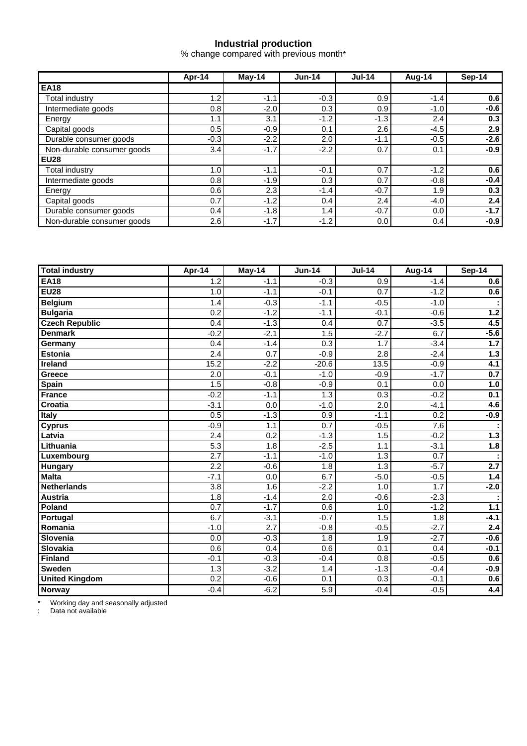# Industrial production

% change compared with previous month*

| | Apr-14 | May-14 | Jun-14 | Jul-14 | Aug-14 | Sep-14 |
|---|---|---|---|---|---|---|
| **EA18** | | | | | | |
| Total industry | 1.2 | -1.1 | -0.3 | 0.9 | -1.4 | **0.6** |
| Intermediate goods | 0.8 | -2.0 | 0.3 | 0.9 | -1.0 | **-0.6** |
| Energy | 1.1 | 3.1 | -1.2 | -1.3 | 2.4 | **0.3** |
| Capital goods | 0.5 | -0.9 | 0.1 | 2.6 | -4.5 | **2.9** |
| Durable consumer goods | -0.3 | -2.2 | 2.0 | -1.1 | -0.5 | **-2.6** |
| Non-durable consumer goods | 3.4 | -1.7 | -2.2 | 0.7 | 0.1 | **-0.9** |
| **EU28** | | | | | | |
| Total industry | 1.0 | -1.1 | -0.1 | 0.7 | -1.2 | **0.6** |
| Intermediate goods | 0.8 | -1.9 | 0.3 | 0.7 | -0.8 | **-0.4** |
| Energy | 0.6 | 2.3 | -1.4 | -0.7 | 1.9 | **0.3** |
| Capital goods | 0.7 | -1.2 | 0.4 | 2.4 | -4.0 | **2.4** |
| Durable consumer goods | 0.4 | -1.8 | 1.4 | -0.7 | 0.0 | **-1.7** |
| Non-durable consumer goods | 2.6 | -1.7 | -1.2 | 0.0 | 0.4 | **-0.9** |

| **Total industry** | Apr-14 | May-14 | Jun-14 | Jul-14 | Aug-14 | Sep-14 |
|---|---|---|---|---|---|---|
| **EA18** | 1.2 | -1.1 | -0.3 | 0.9 | -1.4 | **0.6** |
| **EU28** | 1.0 | -1.1 | -0.1 | 0.7 | -1.2 | **0.6** |
| **Belgium** | 1.4 | -0.3 | -1.1 | -0.5 | -1.0 | **:** |
| **Bulgaria** | 0.2 | -1.2 | -1.1 | -0.1 | -0.6 | **1.2** |
| **Czech Republic** | 0.4 | -1.3 | 0.4 | 0.7 | -3.5 | **4.5** |
| **Denmark** | -0.2 | -2.1 | 1.5 | -2.7 | 6.7 | **-5.6** |
| **Germany** | 0.4 | -1.4 | 0.3 | 1.7 | -3.4 | **1.7** |
| **Estonia** | 2.4 | 0.7 | -0.9 | 2.8 | -2.4 | **1.3** |
| **Ireland** | 15.2 | -2.2 | -20.6 | 13.5 | -0.9 | **4.1** |
| **Greece** | 2.0 | -0.1 | -1.0 | -0.9 | -1.7 | **0.7** |
| **Spain** | 1.5 | -0.8 | -0.9 | 0.1 | 0.0 | **1.0** |
| **France** | -0.2 | -1.1 | 1.3 | 0.3 | -0.2 | **0.1** |
| **Croatia** | -3.1 | 0.0 | -1.0 | 2.0 | -4.1 | **4.6** |
| **Italy** | 0.5 | -1.3 | 0.9 | -1.1 | 0.2 | **-0.9** |
| **Cyprus** | -0.9 | 1.1 | 0.7 | -0.5 | 7.6 | **:** |
| **Latvia** | 2.4 | 0.2 | -1.3 | 1.5 | -0.2 | **1.3** |
| **Lithuania** | 5.3 | 1.8 | -2.5 | 1.1 | -3.1 | **1.8** |
| **Luxembourg** | 2.7 | -1.1 | -1.0 | 1.3 | 0.7 | **:** |
| **Hungary** | 2.2 | -0.6 | 1.8 | 1.3 | -5.7 | **2.7** |
| **Malta** | -7.1 | 0.0 | 6.7 | -5.0 | -0.5 | **1.4** |
| **Netherlands** | 3.8 | 1.6 | -2.2 | 1.0 | 1.7 | **-2.0** |
| **Austria** | 1.8 | -1.4 | 2.0 | -0.6 | -2.3 | **:** |
| **Poland** | 0.7 | -1.7 | 0.6 | 1.0 | -1.2 | **1.1** |
| **Portugal** | 6.7 | -3.1 | -0.7 | 1.5 | 1.8 | **-4.1** |
| **Romania** | -1.0 | 2.7 | -0.8 | -0.5 | -2.7 | **2.4** |
| **Slovenia** | 0.0 | -0.3 | 1.8 | 1.9 | -2.7 | **-0.6** |
| **Slovakia** | 0.6 | 0.4 | 0.6 | 0.1 | 0.4 | **-0.1** |
| **Finland** | -0.1 | -0.3 | -0.4 | 0.8 | -0.5 | **0.6** |
| **Sweden** | 1.3 | -3.2 | 1.4 | -1.3 | -0.4 | **-0.9** |
| **United Kingdom** | 0.2 | -0.6 | 0.1 | 0.3 | -0.1 | **0.6** |
| **Norway** | -0.4 | -6.2 | 5.9 | -0.4 | -0.5 | **4.4** |

\* Working day and seasonally adjusted

: Data not available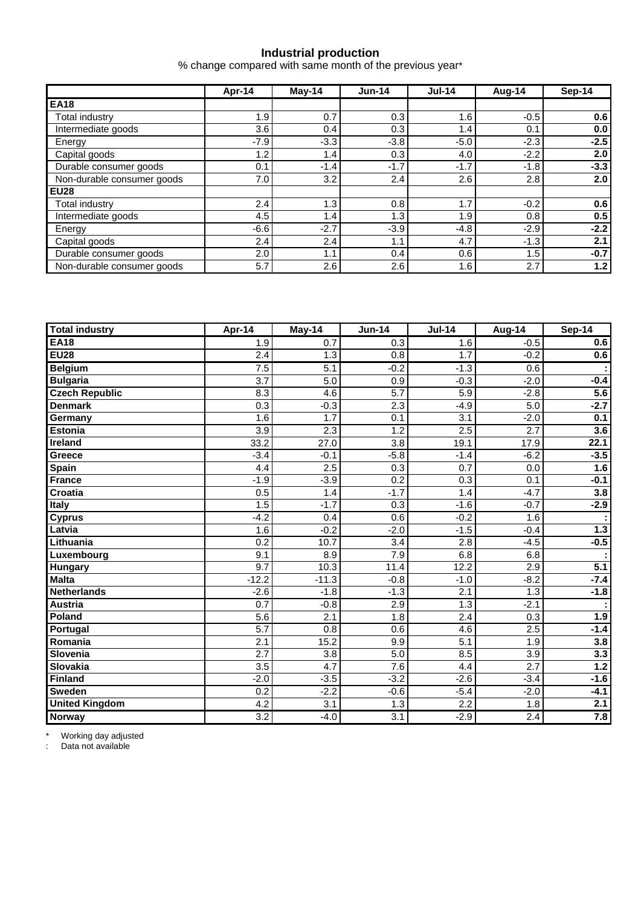# Industrial production

% change compared with same month of the previous year*

| | Apr-14 | May-14 | Jun-14 | Jul-14 | Aug-14 | Sep-14 |
|---|---|---|---|---|---|---|
| **EA18** | | | | | | |
| Total industry | 1.9 | 0.7 | 0.3 | 1.6 | -0.5 | **0.6** |
| Intermediate goods | 3.6 | 0.4 | 0.3 | 1.4 | 0.1 | **0.0** |
| Energy | -7.9 | -3.3 | -3.8 | -5.0 | -2.3 | **-2.5** |
| Capital goods | 1.2 | 1.4 | 0.3 | 4.0 | -2.2 | **2.0** |
| Durable consumer goods | 0.1 | -1.4 | -1.7 | -1.7 | -1.8 | **-3.3** |
| Non-durable consumer goods | 7.0 | 3.2 | 2.4 | 2.6 | 2.8 | **2.0** |
| **EU28** | | | | | | |
| Total industry | 2.4 | 1.3 | 0.8 | 1.7 | -0.2 | **0.6** |
| Intermediate goods | 4.5 | 1.4 | 1.3 | 1.9 | 0.8 | **0.5** |
| Energy | -6.6 | -2.7 | -3.9 | -4.8 | -2.9 | **-2.2** |
| Capital goods | 2.4 | 2.4 | 1.1 | 4.7 | -1.3 | **2.1** |
| Durable consumer goods | 2.0 | 1.1 | 0.4 | 0.6 | 1.5 | **-0.7** |
| Non-durable consumer goods | 5.7 | 2.6 | 2.6 | 1.6 | 2.7 | **1.2** |

| **Total industry** | Apr-14 | May-14 | Jun-14 | Jul-14 | Aug-14 | Sep-14 |
|---|---|---|---|---|---|---|
| **EA18** | 1.9 | 0.7 | 0.3 | 1.6 | -0.5 | **0.6** |
| **EU28** | 2.4 | 1.3 | 0.8 | 1.7 | -0.2 | **0.6** |
| **Belgium** | 7.5 | 5.1 | -0.2 | -1.3 | 0.6 | **:** |
| **Bulgaria** | 3.7 | 5.0 | 0.9 | -0.3 | -2.0 | **-0.4** |
| **Czech Republic** | 8.3 | 4.6 | 5.7 | 5.9 | -2.8 | **5.6** |
| **Denmark** | 0.3 | -0.3 | 2.3 | -4.9 | 5.0 | **-2.7** |
| **Germany** | 1.6 | 1.7 | 0.1 | 3.1 | -2.0 | **0.1** |
| **Estonia** | 3.9 | 2.3 | 1.2 | 2.5 | 2.7 | **3.6** |
| **Ireland** | 33.2 | 27.0 | 3.8 | 19.1 | 17.9 | **22.1** |
| **Greece** | -3.4 | -0.1 | -5.8 | -1.4 | -6.2 | **-3.5** |
| **Spain** | 4.4 | 2.5 | 0.3 | 0.7 | 0.0 | **1.6** |
| **France** | -1.9 | -3.9 | 0.2 | 0.3 | 0.1 | **-0.1** |
| **Croatia** | 0.5 | 1.4 | -1.7 | 1.4 | -4.7 | **3.8** |
| **Italy** | 1.5 | -1.7 | 0.3 | -1.6 | -0.7 | **-2.9** |
| **Cyprus** | -4.2 | 0.4 | 0.6 | -0.2 | 1.6 | **:** |
| **Latvia** | 1.6 | -0.2 | -2.0 | -1.5 | -0.4 | **1.3** |
| **Lithuania** | 0.2 | 10.7 | 3.4 | 2.8 | -4.5 | **-0.5** |
| **Luxembourg** | 9.1 | 8.9 | 7.9 | 6.8 | 6.8 | **:** |
| **Hungary** | 9.7 | 10.3 | 11.4 | 12.2 | 2.9 | **5.1** |
| **Malta** | -12.2 | -11.3 | -0.8 | -1.0 | -8.2 | **-7.4** |
| **Netherlands** | -2.6 | -1.8 | -1.3 | 2.1 | 1.3 | **-1.8** |
| **Austria** | 0.7 | -0.8 | 2.9 | 1.3 | -2.1 | **:** |
| **Poland** | 5.6 | 2.1 | 1.8 | 2.4 | 0.3 | **1.9** |
| **Portugal** | 5.7 | 0.8 | 0.6 | 4.6 | 2.5 | **-1.4** |
| **Romania** | 2.1 | 15.2 | 9.9 | 5.1 | 1.9 | **3.8** |
| **Slovenia** | 2.7 | 3.8 | 5.0 | 8.5 | 3.9 | **3.3** |
| **Slovakia** | 3.5 | 4.7 | 7.6 | 4.4 | 2.7 | **1.2** |
| **Finland** | -2.0 | -3.5 | -3.2 | -2.6 | -3.4 | **-1.6** |
| **Sweden** | 0.2 | -2.2 | -0.6 | -5.4 | -2.0 | **-4.1** |
| **United Kingdom** | 4.2 | 3.1 | 1.3 | 2.2 | 1.8 | **2.1** |
| **Norway** | 3.2 | -4.0 | 3.1 | -2.9 | 2.4 | **7.8** |

\* Working day adjusted

: Data not available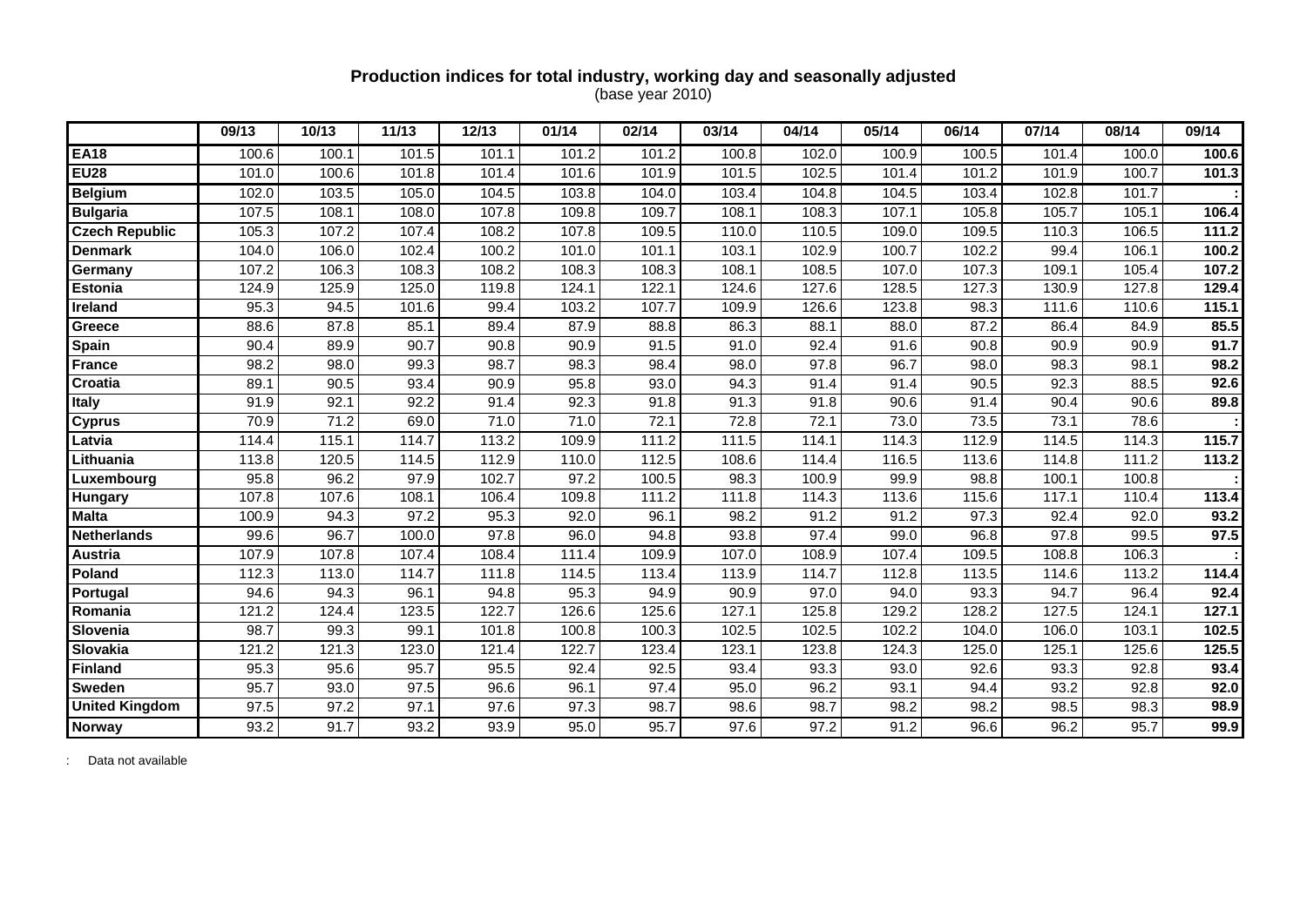**Production indices for total industry, working day and seasonally adjusted**
(base year 2010)

| | 09/13 | 10/13 | 11/13 | 12/13 | 01/14 | 02/14 | 03/14 | 04/14 | 05/14 | 06/14 | 07/14 | 08/14 | 09/14 |
|---|---|---|---|---|---|---|---|---|---|---|---|---|---|
| **EA18** | 100.6 | 100.1 | 101.5 | 101.1 | 101.2 | 101.2 | 100.8 | 102.0 | 100.9 | 100.5 | 101.4 | 100.0 | **100.6** |
| **EU28** | 101.0 | 100.6 | 101.8 | 101.4 | 101.6 | 101.9 | 101.5 | 102.5 | 101.4 | 101.2 | 101.9 | 100.7 | **101.3** |
| **Belgium** | 102.0 | 103.5 | 105.0 | 104.5 | 103.8 | 104.0 | 103.4 | 104.8 | 104.5 | 103.4 | 102.8 | 101.7 | **:** |
| **Bulgaria** | 107.5 | 108.1 | 108.0 | 107.8 | 109.8 | 109.7 | 108.1 | 108.3 | 107.1 | 105.8 | 105.7 | 105.1 | **106.4** |
| **Czech Republic** | 105.3 | 107.2 | 107.4 | 108.2 | 107.8 | 109.5 | 110.0 | 110.5 | 109.0 | 109.5 | 110.3 | 106.5 | **111.2** |
| **Denmark** | 104.0 | 106.0 | 102.4 | 100.2 | 101.0 | 101.1 | 103.1 | 102.9 | 100.7 | 102.2 | 99.4 | 106.1 | **100.2** |
| **Germany** | 107.2 | 106.3 | 108.3 | 108.2 | 108.3 | 108.3 | 108.1 | 108.5 | 107.0 | 107.3 | 109.1 | 105.4 | **107.2** |
| **Estonia** | 124.9 | 125.9 | 125.0 | 119.8 | 124.1 | 122.1 | 124.6 | 127.6 | 128.5 | 127.3 | 130.9 | 127.8 | **129.4** |
| **Ireland** | 95.3 | 94.5 | 101.6 | 99.4 | 103.2 | 107.7 | 109.9 | 126.6 | 123.8 | 98.3 | 111.6 | 110.6 | **115.1** |
| **Greece** | 88.6 | 87.8 | 85.1 | 89.4 | 87.9 | 88.8 | 86.3 | 88.1 | 88.0 | 87.2 | 86.4 | 84.9 | **85.5** |
| **Spain** | 90.4 | 89.9 | 90.7 | 90.8 | 90.9 | 91.5 | 91.0 | 92.4 | 91.6 | 90.8 | 90.9 | 90.9 | **91.7** |
| **France** | 98.2 | 98.0 | 99.3 | 98.7 | 98.3 | 98.4 | 98.0 | 97.8 | 96.7 | 98.0 | 98.3 | 98.1 | **98.2** |
| **Croatia** | 89.1 | 90.5 | 93.4 | 90.9 | 95.8 | 93.0 | 94.3 | 91.4 | 91.4 | 90.5 | 92.3 | 88.5 | **92.6** |
| **Italy** | 91.9 | 92.1 | 92.2 | 91.4 | 92.3 | 91.8 | 91.3 | 91.8 | 90.6 | 91.4 | 90.4 | 90.6 | **89.8** |
| **Cyprus** | 70.9 | 71.2 | 69.0 | 71.0 | 71.0 | 72.1 | 72.8 | 72.1 | 73.0 | 73.5 | 73.1 | 78.6 | **:** |
| **Latvia** | 114.4 | 115.1 | 114.7 | 113.2 | 109.9 | 111.2 | 111.5 | 114.1 | 114.3 | 112.9 | 114.5 | 114.3 | **115.7** |
| **Lithuania** | 113.8 | 120.5 | 114.5 | 112.9 | 110.0 | 112.5 | 108.6 | 114.4 | 116.5 | 113.6 | 114.8 | 111.2 | **113.2** |
| **Luxembourg** | 95.8 | 96.2 | 97.9 | 102.7 | 97.2 | 100.5 | 98.3 | 100.9 | 99.9 | 98.8 | 100.1 | 100.8 | **:** |
| **Hungary** | 107.8 | 107.6 | 108.1 | 106.4 | 109.8 | 111.2 | 111.8 | 114.3 | 113.6 | 115.6 | 117.1 | 110.4 | **113.4** |
| **Malta** | 100.9 | 94.3 | 97.2 | 95.3 | 92.0 | 96.1 | 98.2 | 91.2 | 91.2 | 97.3 | 92.4 | 92.0 | **93.2** |
| **Netherlands** | 99.6 | 96.7 | 100.0 | 97.8 | 96.0 | 94.8 | 93.8 | 97.4 | 99.0 | 96.8 | 97.8 | 99.5 | **97.5** |
| **Austria** | 107.9 | 107.8 | 107.4 | 108.4 | 111.4 | 109.9 | 107.0 | 108.9 | 107.4 | 109.5 | 108.8 | 106.3 | **:** |
| **Poland** | 112.3 | 113.0 | 114.7 | 111.8 | 114.5 | 113.4 | 113.9 | 114.7 | 112.8 | 113.5 | 114.6 | 113.2 | **114.4** |
| **Portugal** | 94.6 | 94.3 | 96.1 | 94.8 | 95.3 | 94.9 | 90.9 | 97.0 | 94.0 | 93.3 | 94.7 | 96.4 | **92.4** |
| **Romania** | 121.2 | 124.4 | 123.5 | 122.7 | 126.6 | 125.6 | 127.1 | 125.8 | 129.2 | 128.2 | 127.5 | 124.1 | **127.1** |
| **Slovenia** | 98.7 | 99.3 | 99.1 | 101.8 | 100.8 | 100.3 | 102.5 | 102.5 | 102.2 | 104.0 | 106.0 | 103.1 | **102.5** |
| **Slovakia** | 121.2 | 121.3 | 123.0 | 121.4 | 122.7 | 123.4 | 123.1 | 123.8 | 124.3 | 125.0 | 125.1 | 125.6 | **125.5** |
| **Finland** | 95.3 | 95.6 | 95.7 | 95.5 | 92.4 | 92.5 | 93.4 | 93.3 | 93.0 | 92.6 | 93.3 | 92.8 | **93.4** |
| **Sweden** | 95.7 | 93.0 | 97.5 | 96.6 | 96.1 | 97.4 | 95.0 | 96.2 | 93.1 | 94.4 | 93.2 | 92.8 | **92.0** |
| **United Kingdom** | 97.5 | 97.2 | 97.1 | 97.6 | 97.3 | 98.7 | 98.6 | 98.7 | 98.2 | 98.2 | 98.5 | 98.3 | **98.9** |
| **Norway** | 93.2 | 91.7 | 93.2 | 93.9 | 95.0 | 95.7 | 97.6 | 97.2 | 91.2 | 96.6 | 96.2 | 95.7 | **99.9** |

: Data not available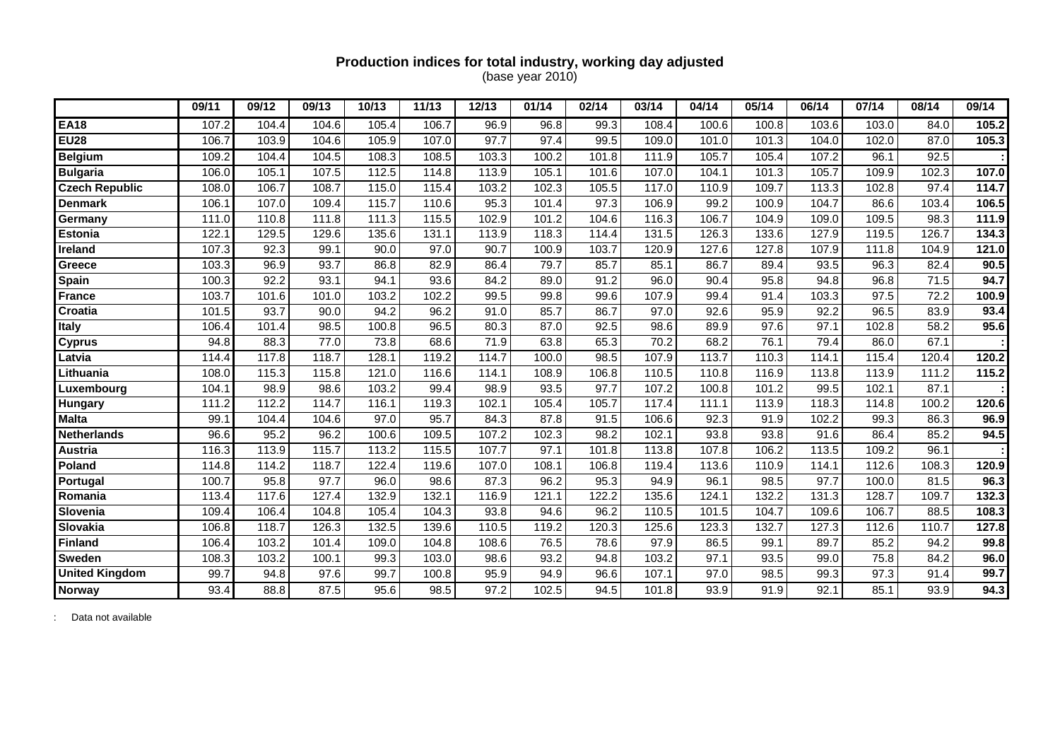**Production indices for total industry, working day adjusted**
(base year 2010)

| | 09/11 | 09/12 | 09/13 | 10/13 | 11/13 | 12/13 | 01/14 | 02/14 | 03/14 | 04/14 | 05/14 | 06/14 | 07/14 | 08/14 | 09/14 |
|---|---|---|---|---|---|---|---|---|---|---|---|---|---|---|---|
| **EA18** | 107.2 | 104.4 | 104.6 | 105.4 | 106.7 | 96.9 | 96.8 | 99.3 | 108.4 | 100.6 | 100.8 | 103.6 | 103.0 | 84.0 | **105.2** |
| **EU28** | 106.7 | 103.9 | 104.6 | 105.9 | 107.0 | 97.7 | 97.4 | 99.5 | 109.0 | 101.0 | 101.3 | 104.0 | 102.0 | 87.0 | **105.3** |
| **Belgium** | 109.2 | 104.4 | 104.5 | 108.3 | 108.5 | 103.3 | 100.2 | 101.8 | 111.9 | 105.7 | 105.4 | 107.2 | 96.1 | 92.5 | **:** |
| **Bulgaria** | 106.0 | 105.1 | 107.5 | 112.5 | 114.8 | 113.9 | 105.1 | 101.6 | 107.0 | 104.1 | 101.3 | 105.7 | 109.9 | 102.3 | **107.0** |
| **Czech Republic** | 108.0 | 106.7 | 108.7 | 115.0 | 115.4 | 103.2 | 102.3 | 105.5 | 117.0 | 110.9 | 109.7 | 113.3 | 102.8 | 97.4 | **114.7** |
| **Denmark** | 106.1 | 107.0 | 109.4 | 115.7 | 110.6 | 95.3 | 101.4 | 97.3 | 106.9 | 99.2 | 100.9 | 104.7 | 86.6 | 103.4 | **106.5** |
| **Germany** | 111.0 | 110.8 | 111.8 | 111.3 | 115.5 | 102.9 | 101.2 | 104.6 | 116.3 | 106.7 | 104.9 | 109.0 | 109.5 | 98.3 | **111.9** |
| **Estonia** | 122.1 | 129.5 | 129.6 | 135.6 | 131.1 | 113.9 | 118.3 | 114.4 | 131.5 | 126.3 | 133.6 | 127.9 | 119.5 | 126.7 | **134.3** |
| **Ireland** | 107.3 | 92.3 | 99.1 | 90.0 | 97.0 | 90.7 | 100.9 | 103.7 | 120.9 | 127.6 | 127.8 | 107.9 | 111.8 | 104.9 | **121.0** |
| **Greece** | 103.3 | 96.9 | 93.7 | 86.8 | 82.9 | 86.4 | 79.7 | 85.7 | 85.1 | 86.7 | 89.4 | 93.5 | 96.3 | 82.4 | **90.5** |
| **Spain** | 100.3 | 92.2 | 93.1 | 94.1 | 93.6 | 84.2 | 89.0 | 91.2 | 96.0 | 90.4 | 95.8 | 94.8 | 96.8 | 71.5 | **94.7** |
| **France** | 103.7 | 101.6 | 101.0 | 103.2 | 102.2 | 99.5 | 99.8 | 99.6 | 107.9 | 99.4 | 91.4 | 103.3 | 97.5 | 72.2 | **100.9** |
| **Croatia** | 101.5 | 93.7 | 90.0 | 94.2 | 96.2 | 91.0 | 85.7 | 86.7 | 97.0 | 92.6 | 95.9 | 92.2 | 96.5 | 83.9 | **93.4** |
| **Italy** | 106.4 | 101.4 | 98.5 | 100.8 | 96.5 | 80.3 | 87.0 | 92.5 | 98.6 | 89.9 | 97.6 | 97.1 | 102.8 | 58.2 | **95.6** |
| **Cyprus** | 94.8 | 88.3 | 77.0 | 73.8 | 68.6 | 71.9 | 63.8 | 65.3 | 70.2 | 68.2 | 76.1 | 79.4 | 86.0 | 67.1 | **:** |
| **Latvia** | 114.4 | 117.8 | 118.7 | 128.1 | 119.2 | 114.7 | 100.0 | 98.5 | 107.9 | 113.7 | 110.3 | 114.1 | 115.4 | 120.4 | **120.2** |
| **Lithuania** | 108.0 | 115.3 | 115.8 | 121.0 | 116.6 | 114.1 | 108.9 | 106.8 | 110.5 | 110.8 | 116.9 | 113.8 | 113.9 | 111.2 | **115.2** |
| **Luxembourg** | 104.1 | 98.9 | 98.6 | 103.2 | 99.4 | 98.9 | 93.5 | 97.7 | 107.2 | 100.8 | 101.2 | 99.5 | 102.1 | 87.1 | **:** |
| **Hungary** | 111.2 | 112.2 | 114.7 | 116.1 | 119.3 | 102.1 | 105.4 | 105.7 | 117.4 | 111.1 | 113.9 | 118.3 | 114.8 | 100.2 | **120.6** |
| **Malta** | 99.1 | 104.4 | 104.6 | 97.0 | 95.7 | 84.3 | 87.8 | 91.5 | 106.6 | 92.3 | 91.9 | 102.2 | 99.3 | 86.3 | **96.9** |
| **Netherlands** | 96.6 | 95.2 | 96.2 | 100.6 | 109.5 | 107.2 | 102.3 | 98.2 | 102.1 | 93.8 | 93.8 | 91.6 | 86.4 | 85.2 | **94.5** |
| **Austria** | 116.3 | 113.9 | 115.7 | 113.2 | 115.5 | 107.7 | 97.1 | 101.8 | 113.8 | 107.8 | 106.2 | 113.5 | 109.2 | 96.1 | **:** |
| **Poland** | 114.8 | 114.2 | 118.7 | 122.4 | 119.6 | 107.0 | 108.1 | 106.8 | 119.4 | 113.6 | 110.9 | 114.1 | 112.6 | 108.3 | **120.9** |
| **Portugal** | 100.7 | 95.8 | 97.7 | 96.0 | 98.6 | 87.3 | 96.2 | 95.3 | 94.9 | 96.1 | 98.5 | 97.7 | 100.0 | 81.5 | **96.3** |
| **Romania** | 113.4 | 117.6 | 127.4 | 132.9 | 132.1 | 116.9 | 121.1 | 122.2 | 135.6 | 124.1 | 132.2 | 131.3 | 128.7 | 109.7 | **132.3** |
| **Slovenia** | 109.4 | 106.4 | 104.8 | 105.4 | 104.3 | 93.8 | 94.6 | 96.2 | 110.5 | 101.5 | 104.7 | 109.6 | 106.7 | 88.5 | **108.3** |
| **Slovakia** | 106.8 | 118.7 | 126.3 | 132.5 | 139.6 | 110.5 | 119.2 | 120.3 | 125.6 | 123.3 | 132.7 | 127.3 | 112.6 | 110.7 | **127.8** |
| **Finland** | 106.4 | 103.2 | 101.4 | 109.0 | 104.8 | 108.6 | 76.5 | 78.6 | 97.9 | 86.5 | 99.1 | 89.7 | 85.2 | 94.2 | **99.8** |
| **Sweden** | 108.3 | 103.2 | 100.1 | 99.3 | 103.0 | 98.6 | 93.2 | 94.8 | 103.2 | 97.1 | 93.5 | 99.0 | 75.8 | 84.2 | **96.0** |
| **United Kingdom** | 99.7 | 94.8 | 97.6 | 99.7 | 100.8 | 95.9 | 94.9 | 96.6 | 107.1 | 97.0 | 98.5 | 99.3 | 97.3 | 91.4 | **99.7** |
| **Norway** | 93.4 | 88.8 | 87.5 | 95.6 | 98.5 | 97.2 | 102.5 | 94.5 | 101.8 | 93.9 | 91.9 | 92.1 | 85.1 | 93.9 | **94.3** |

: Data not available